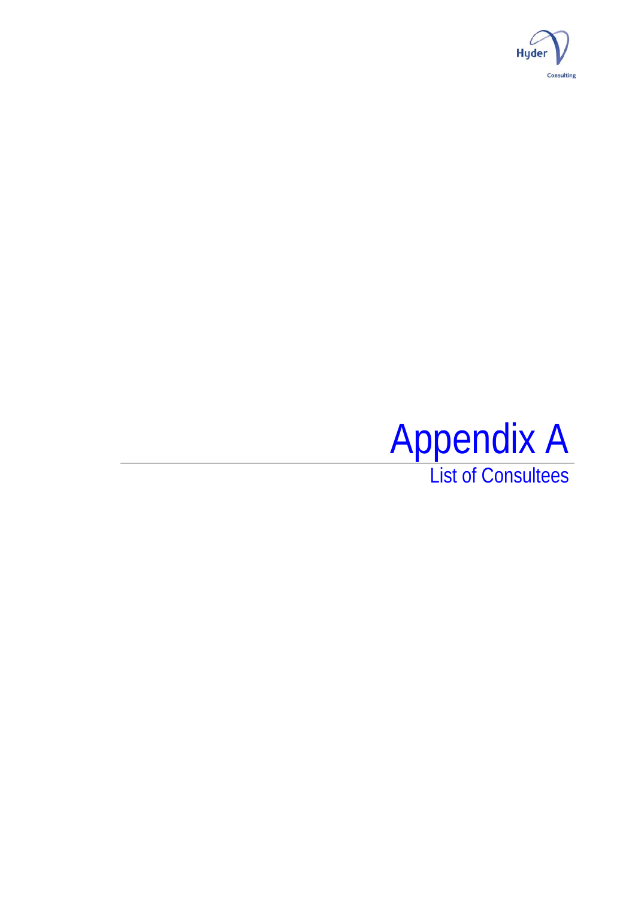# Appendix A

## List of Consultees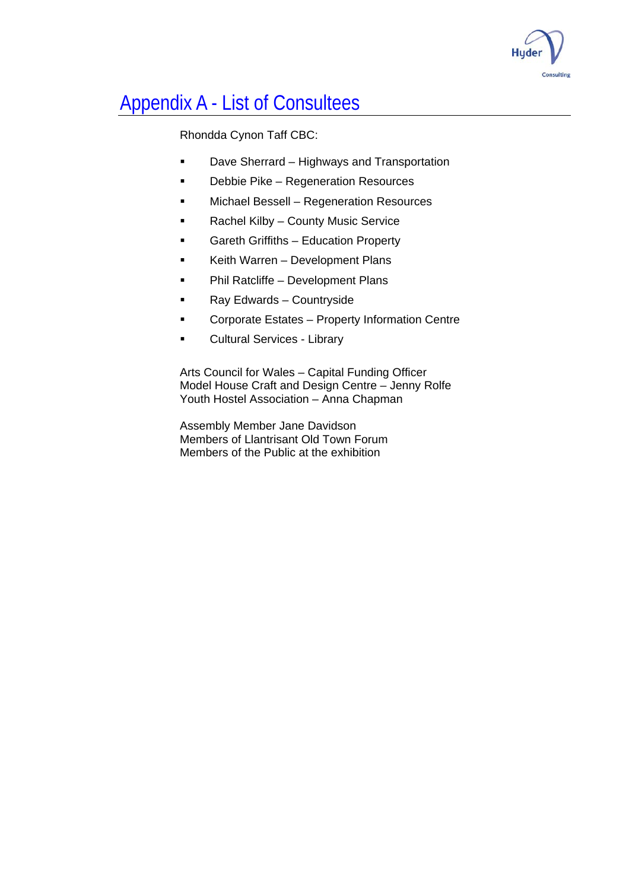# Appendix A - List of Consultees

Rhondda Cynon Taff CBC:

- Dave Sherrard – Highways and Transportation
- Debbie Pike – Regeneration Resources
- Michael Bessell – Regeneration Resources
- Rachel Kilby – County Music Service
- Gareth Griffiths – Education Property
- Keith Warren – Development Plans
- Phil Ratcliffe – Development Plans
- Ray Edwards – Countryside
- Corporate Estates – Property Information Centre
- Cultural Services - Library

Arts Council for Wales – Capital Funding Officer
Model House Craft and Design Centre – Jenny Rolfe
Youth Hostel Association – Anna Chapman

Assembly Member Jane Davidson
Members of Llantrisant Old Town Forum
Members of the Public at the exhibition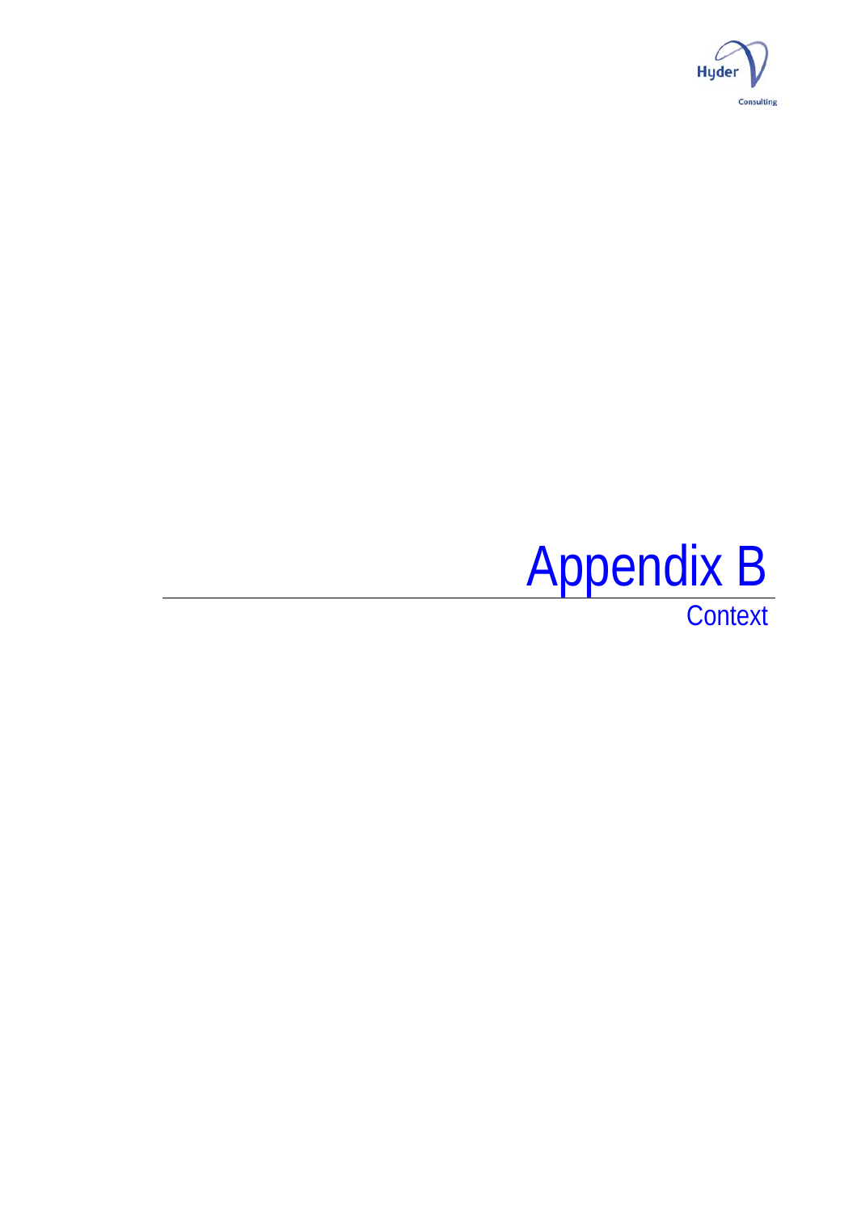# Appendix B

## Context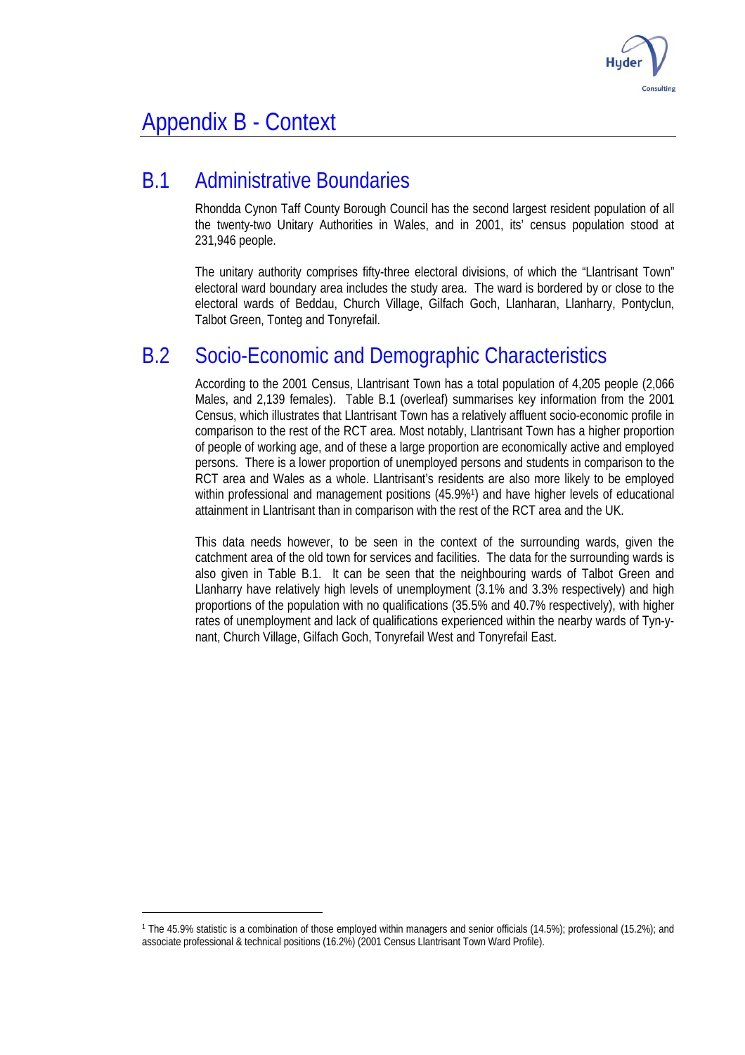# Appendix B - Context

## B.1 Administrative Boundaries

Rhondda Cynon Taff County Borough Council has the second largest resident population of all the twenty-two Unitary Authorities in Wales, and in 2001, its' census population stood at 231,946 people.

The unitary authority comprises fifty-three electoral divisions, of which the "Llantrisant Town" electoral ward boundary area includes the study area. The ward is bordered by or close to the electoral wards of Beddau, Church Village, Gilfach Goch, Llanharan, Llanharry, Pontyclun, Talbot Green, Tonteg and Tonyrefail.

## B.2 Socio-Economic and Demographic Characteristics

According to the 2001 Census, Llantrisant Town has a total population of 4,205 people (2,066 Males, and 2,139 females). Table B.1 (overleaf) summarises key information from the 2001 Census, which illustrates that Llantrisant Town has a relatively affluent socio-economic profile in comparison to the rest of the RCT area. Most notably, Llantrisant Town has a higher proportion of people of working age, and of these a large proportion are economically active and employed persons. There is a lower proportion of unemployed persons and students in comparison to the RCT area and Wales as a whole. Llantrisant's residents are also more likely to be employed within professional and management positions (45.9%[1]) and have higher levels of educational attainment in Llantrisant than in comparison with the rest of the RCT area and the UK.

This data needs however, to be seen in the context of the surrounding wards, given the catchment area of the old town for services and facilities. The data for the surrounding wards is also given in Table B.1. It can be seen that the neighbouring wards of Talbot Green and Llanharry have relatively high levels of unemployment (3.1% and 3.3% respectively) and high proportions of the population with no qualifications (35.5% and 40.7% respectively), with higher rates of unemployment and lack of qualifications experienced within the nearby wards of Tyn-y-nant, Church Village, Gilfach Goch, Tonyrefail West and Tonyrefail East.

---

[1] The 45.9% statistic is a combination of those employed within managers and senior officials (14.5%); professional (15.2%); and associate professional & technical positions (16.2%) (2001 Census Llantrisant Town Ward Profile).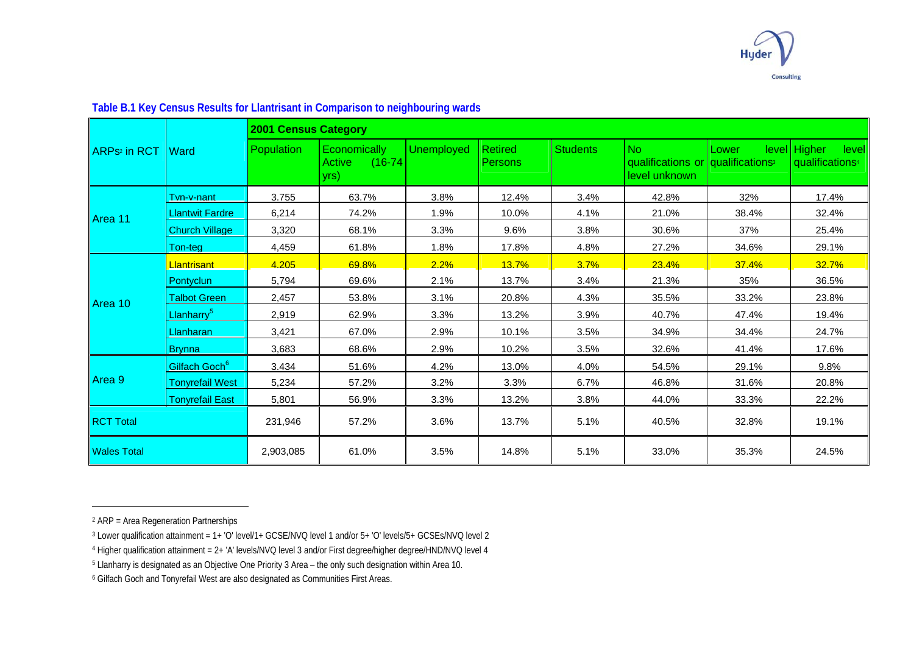**Table B.1 Key Census Results for Llantrisant in Comparison to neighbouring wards**

| ARPs[2] in RCT | Ward | 2001 Census Category | | | | | | | |
|---|---|---|---|---|---|---|---|---|---|
| | | Population | Economically Active (16-74 yrs) | Unemployed | Retired Persons | Students | No qualifications or level unknown | Lower level qualifications[3] | Higher level qualifications[4] |
| Area 11 | Tyn-y-nant | 3,755 | 63.7% | 3.8% | 12.4% | 3.4% | 42.8% | 32% | 17.4% |
| | Llantwit Fardre | 6,214 | 74.2% | 1.9% | 10.0% | 4.1% | 21.0% | 38.4% | 32.4% |
| | Church Village | 3,320 | 68.1% | 3.3% | 9.6% | 3.8% | 30.6% | 37% | 25.4% |
| | Ton-teg | 4,459 | 61.8% | 1.8% | 17.8% | 4.8% | 27.2% | 34.6% | 29.1% |
| Area 10 | Llantrisant | 4,205 | 69.8% | 2.2% | 13.7% | 3.7% | 23.4% | 37.4% | 32.7% |
| | Pontyclun | 5,794 | 69.6% | 2.1% | 13.7% | 3.4% | 21.3% | 35% | 36.5% |
| | Talbot Green | 2,457 | 53.8% | 3.1% | 20.8% | 4.3% | 35.5% | 33.2% | 23.8% |
| | Llanharry[5] | 2,919 | 62.9% | 3.3% | 13.2% | 3.9% | 40.7% | 47.4% | 19.4% |
| | Llanharan | 3,421 | 67.0% | 2.9% | 10.1% | 3.5% | 34.9% | 34.4% | 24.7% |
| | Brynna | 3,683 | 68.6% | 2.9% | 10.2% | 3.5% | 32.6% | 41.4% | 17.6% |
| Area 9 | Gilfach Goch[6] | 3,434 | 51.6% | 4.2% | 13.0% | 4.0% | 54.5% | 29.1% | 9.8% |
| | Tonyrefail West | 5,234 | 57.2% | 3.2% | 3.3% | 6.7% | 46.8% | 31.6% | 20.8% |
| | Tonyrefail East | 5,801 | 56.9% | 3.3% | 13.2% | 3.8% | 44.0% | 33.3% | 22.2% |
| RCT Total | | 231,946 | 57.2% | 3.6% | 13.7% | 5.1% | 40.5% | 32.8% | 19.1% |
| Wales Total | | 2,903,085 | 61.0% | 3.5% | 14.8% | 5.1% | 33.0% | 35.3% | 24.5% |

[2] ARP = Area Regeneration Partnerships

[3] Lower qualification attainment = 1+ 'O' level/1+ GCSE/NVQ level 1 and/or 5+ 'O' levels/5+ GCSEs/NVQ level 2

[4] Higher qualification attainment = 2+ 'A' levels/NVQ level 3 and/or First degree/higher degree/HND/NVQ level 4

[5] Llanharry is designated as an Objective One Priority 3 Area – the only such designation within Area 10.

[6] Gilfach Goch and Tonyrefail West are also designated as Communities First Areas.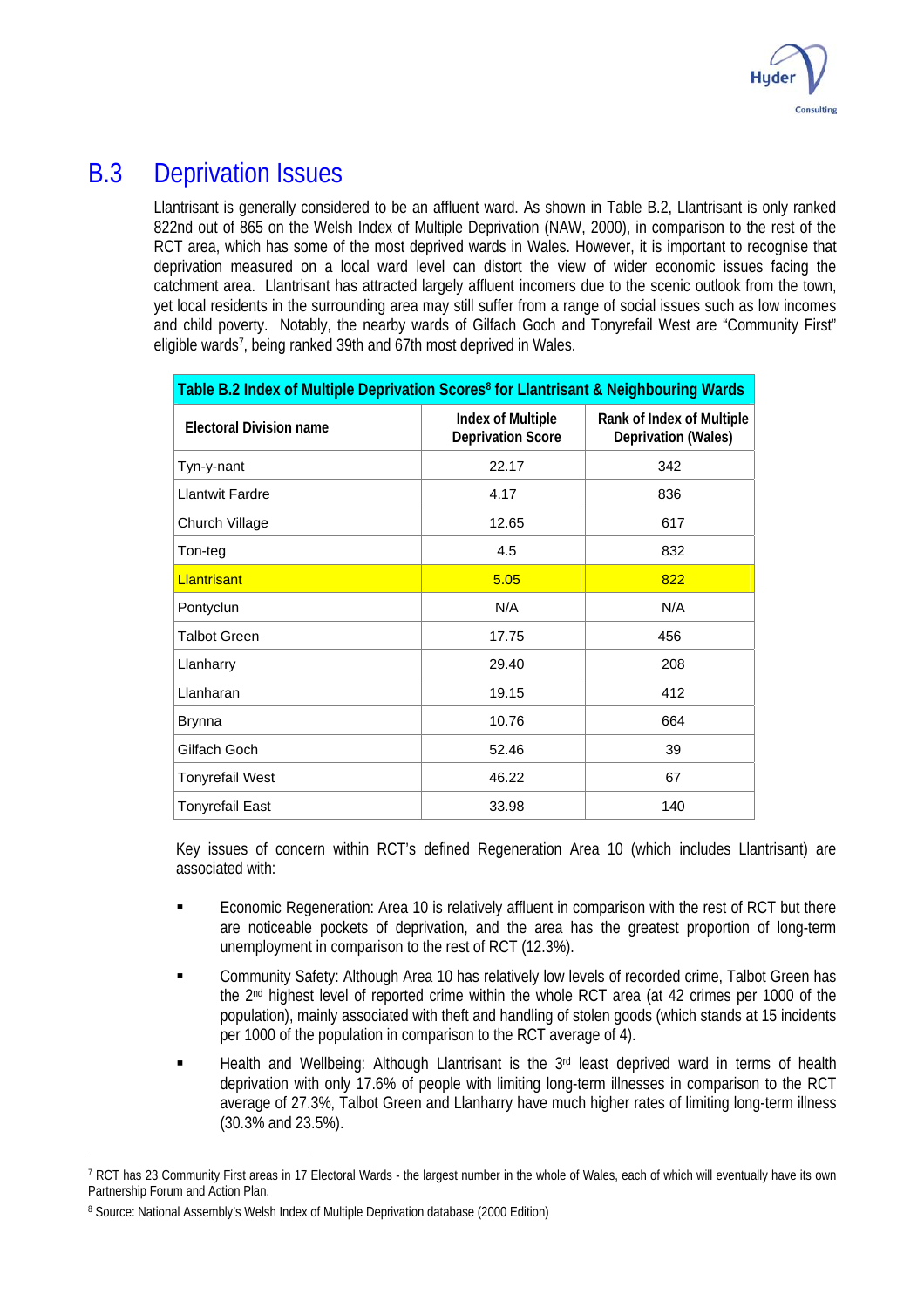## B.3 Deprivation Issues

Llantrisant is generally considered to be an affluent ward. As shown in Table B.2, Llantrisant is only ranked 822nd out of 865 on the Welsh Index of Multiple Deprivation (NAW, 2000), in comparison to the rest of the RCT area, which has some of the most deprived wards in Wales. However, it is important to recognise that deprivation measured on a local ward level can distort the view of wider economic issues facing the catchment area. Llantrisant has attracted largely affluent incomers due to the scenic outlook from the town, yet local residents in the surrounding area may still suffer from a range of social issues such as low incomes and child poverty. Notably, the nearby wards of Gilfach Goch and Tonyrefail West are "Community First" eligible wards[7], being ranked 39th and 67th most deprived in Wales.

**Table B.2 Index of Multiple Deprivation Scores[8] for Llantrisant & Neighbouring Wards**

| Electoral Division name | Index of Multiple Deprivation Score | Rank of Index of Multiple Deprivation (Wales) |
|---|---|---|
| Tyn-y-nant | 22.17 | 342 |
| Llantwit Fardre | 4.17 | 836 |
| Church Village | 12.65 | 617 |
| Ton-teg | 4.5 | 832 |
| Llantrisant | 5.05 | 822 |
| Pontyclun | N/A | N/A |
| Talbot Green | 17.75 | 456 |
| Llanharry | 29.40 | 208 |
| Llanharan | 19.15 | 412 |
| Brynna | 10.76 | 664 |
| Gilfach Goch | 52.46 | 39 |
| Tonyrefail West | 46.22 | 67 |
| Tonyrefail East | 33.98 | 140 |

Key issues of concern within RCT's defined Regeneration Area 10 (which includes Llantrisant) are associated with:

- Economic Regeneration: Area 10 is relatively affluent in comparison with the rest of RCT but there are noticeable pockets of deprivation, and the area has the greatest proportion of long-term unemployment in comparison to the rest of RCT (12.3%).
- Community Safety: Although Area 10 has relatively low levels of recorded crime, Talbot Green has the 2nd highest level of reported crime within the whole RCT area (at 42 crimes per 1000 of the population), mainly associated with theft and handling of stolen goods (which stands at 15 incidents per 1000 of the population in comparison to the RCT average of 4).
- Health and Wellbeing: Although Llantrisant is the 3rd least deprived ward in terms of health deprivation with only 17.6% of people with limiting long-term illnesses in comparison to the RCT average of 27.3%, Talbot Green and Llanharry have much higher rates of limiting long-term illness (30.3% and 23.5%).

---

[7] RCT has 23 Community First areas in 17 Electoral Wards - the largest number in the whole of Wales, each of which will eventually have its own Partnership Forum and Action Plan.

[8] Source: National Assembly's Welsh Index of Multiple Deprivation database (2000 Edition)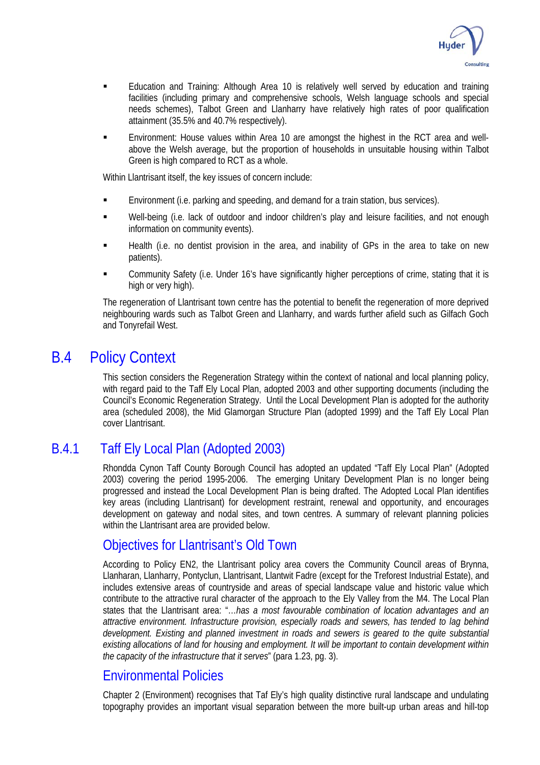- Education and Training: Although Area 10 is relatively well served by education and training facilities (including primary and comprehensive schools, Welsh language schools and special needs schemes), Talbot Green and Llanharry have relatively high rates of poor qualification attainment (35.5% and 40.7% respectively).
- Environment: House values within Area 10 are amongst the highest in the RCT area and well-above the Welsh average, but the proportion of households in unsuitable housing within Talbot Green is high compared to RCT as a whole.

Within Llantrisant itself, the key issues of concern include:

- Environment (i.e. parking and speeding, and demand for a train station, bus services).
- Well-being (i.e. lack of outdoor and indoor children's play and leisure facilities, and not enough information on community events).
- Health (i.e. no dentist provision in the area, and inability of GPs in the area to take on new patients).
- Community Safety (i.e. Under 16's have significantly higher perceptions of crime, stating that it is high or very high).

The regeneration of Llantrisant town centre has the potential to benefit the regeneration of more deprived neighbouring wards such as Talbot Green and Llanharry, and wards further afield such as Gilfach Goch and Tonyrefail West.

# B.4 Policy Context

This section considers the Regeneration Strategy within the context of national and local planning policy, with regard paid to the Taff Ely Local Plan, adopted 2003 and other supporting documents (including the Council's Economic Regeneration Strategy. Until the Local Development Plan is adopted for the authority area (scheduled 2008), the Mid Glamorgan Structure Plan (adopted 1999) and the Taff Ely Local Plan cover Llantrisant.

## B.4.1 Taff Ely Local Plan (Adopted 2003)

Rhondda Cynon Taff County Borough Council has adopted an updated "Taff Ely Local Plan" (Adopted 2003) covering the period 1995-2006. The emerging Unitary Development Plan is no longer being progressed and instead the Local Development Plan is being drafted. The Adopted Local Plan identifies key areas (including Llantrisant) for development restraint, renewal and opportunity, and encourages development on gateway and nodal sites, and town centres. A summary of relevant planning policies within the Llantrisant area are provided below.

### Objectives for Llantrisant's Old Town

According to Policy EN2, the Llantrisant policy area covers the Community Council areas of Brynna, Llanharan, Llanharry, Pontyclun, Llantrisant, Llantwit Fadre (except for the Treforest Industrial Estate), and includes extensive areas of countryside and areas of special landscape value and historic value which contribute to the attractive rural character of the approach to the Ely Valley from the M4. The Local Plan states that the Llantrisant area: "*…has a most favourable combination of location advantages and an attractive environment. Infrastructure provision, especially roads and sewers, has tended to lag behind development. Existing and planned investment in roads and sewers is geared to the quite substantial existing allocations of land for housing and employment. It will be important to contain development within the capacity of the infrastructure that it serves*" (para 1.23, pg. 3).

### Environmental Policies

Chapter 2 (Environment) recognises that Taf Ely's high quality distinctive rural landscape and undulating topography provides an important visual separation between the more built-up urban areas and hill-top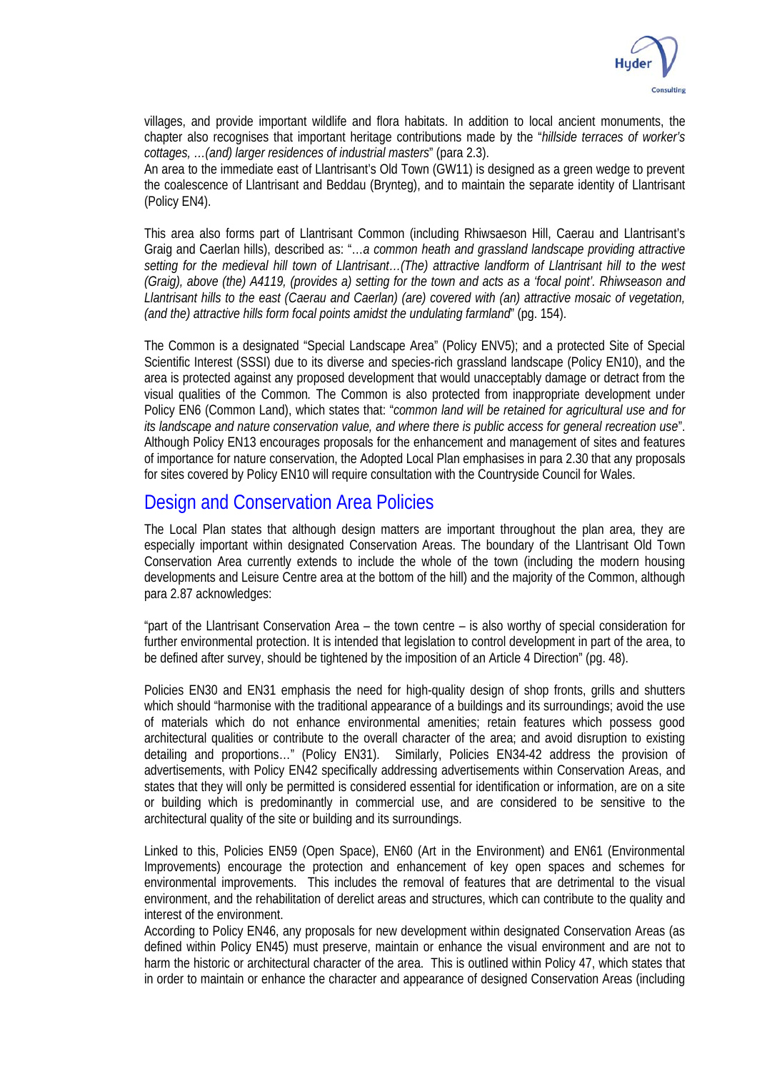villages, and provide important wildlife and flora habitats. In addition to local ancient monuments, the chapter also recognises that important heritage contributions made by the "*hillside terraces of worker's cottages, …(and) larger residences of industrial masters*" (para 2.3).

An area to the immediate east of Llantrisant's Old Town (GW11) is designed as a green wedge to prevent the coalescence of Llantrisant and Beddau (Brynteg), and to maintain the separate identity of Llantrisant (Policy EN4).

This area also forms part of Llantrisant Common (including Rhiwsaeson Hill, Caerau and Llantrisant's Graig and Caerlan hills), described as: "*…a common heath and grassland landscape providing attractive setting for the medieval hill town of Llantrisant…(The) attractive landform of Llantrisant hill to the west (Graig), above (the) A4119, (provides a) setting for the town and acts as a 'focal point'. Rhiwseason and Llantrisant hills to the east (Caerau and Caerlan) (are) covered with (an) attractive mosaic of vegetation, (and the) attractive hills form focal points amidst the undulating farmland*" (pg. 154).

The Common is a designated "Special Landscape Area" (Policy ENV5); and a protected Site of Special Scientific Interest (SSSI) due to its diverse and species-rich grassland landscape (Policy EN10), and the area is protected against any proposed development that would unacceptably damage or detract from the visual qualities of the Common. The Common is also protected from inappropriate development under Policy EN6 (Common Land), which states that: "*common land will be retained for agricultural use and for its landscape and nature conservation value, and where there is public access for general recreation use*". Although Policy EN13 encourages proposals for the enhancement and management of sites and features of importance for nature conservation, the Adopted Local Plan emphasises in para 2.30 that any proposals for sites covered by Policy EN10 will require consultation with the Countryside Council for Wales.

## Design and Conservation Area Policies

The Local Plan states that although design matters are important throughout the plan area, they are especially important within designated Conservation Areas. The boundary of the Llantrisant Old Town Conservation Area currently extends to include the whole of the town (including the modern housing developments and Leisure Centre area at the bottom of the hill) and the majority of the Common, although para 2.87 acknowledges:

"part of the Llantrisant Conservation Area – the town centre – is also worthy of special consideration for further environmental protection. It is intended that legislation to control development in part of the area, to be defined after survey, should be tightened by the imposition of an Article 4 Direction" (pg. 48).

Policies EN30 and EN31 emphasis the need for high-quality design of shop fronts, grills and shutters which should "harmonise with the traditional appearance of a buildings and its surroundings; avoid the use of materials which do not enhance environmental amenities; retain features which possess good architectural qualities or contribute to the overall character of the area; and avoid disruption to existing detailing and proportions…" (Policy EN31). Similarly, Policies EN34-42 address the provision of advertisements, with Policy EN42 specifically addressing advertisements within Conservation Areas, and states that they will only be permitted is considered essential for identification or information, are on a site or building which is predominantly in commercial use, and are considered to be sensitive to the architectural quality of the site or building and its surroundings.

Linked to this, Policies EN59 (Open Space), EN60 (Art in the Environment) and EN61 (Environmental Improvements) encourage the protection and enhancement of key open spaces and schemes for environmental improvements. This includes the removal of features that are detrimental to the visual environment, and the rehabilitation of derelict areas and structures, which can contribute to the quality and interest of the environment.

According to Policy EN46, any proposals for new development within designated Conservation Areas (as defined within Policy EN45) must preserve, maintain or enhance the visual environment and are not to harm the historic or architectural character of the area. This is outlined within Policy 47, which states that in order to maintain or enhance the character and appearance of designed Conservation Areas (including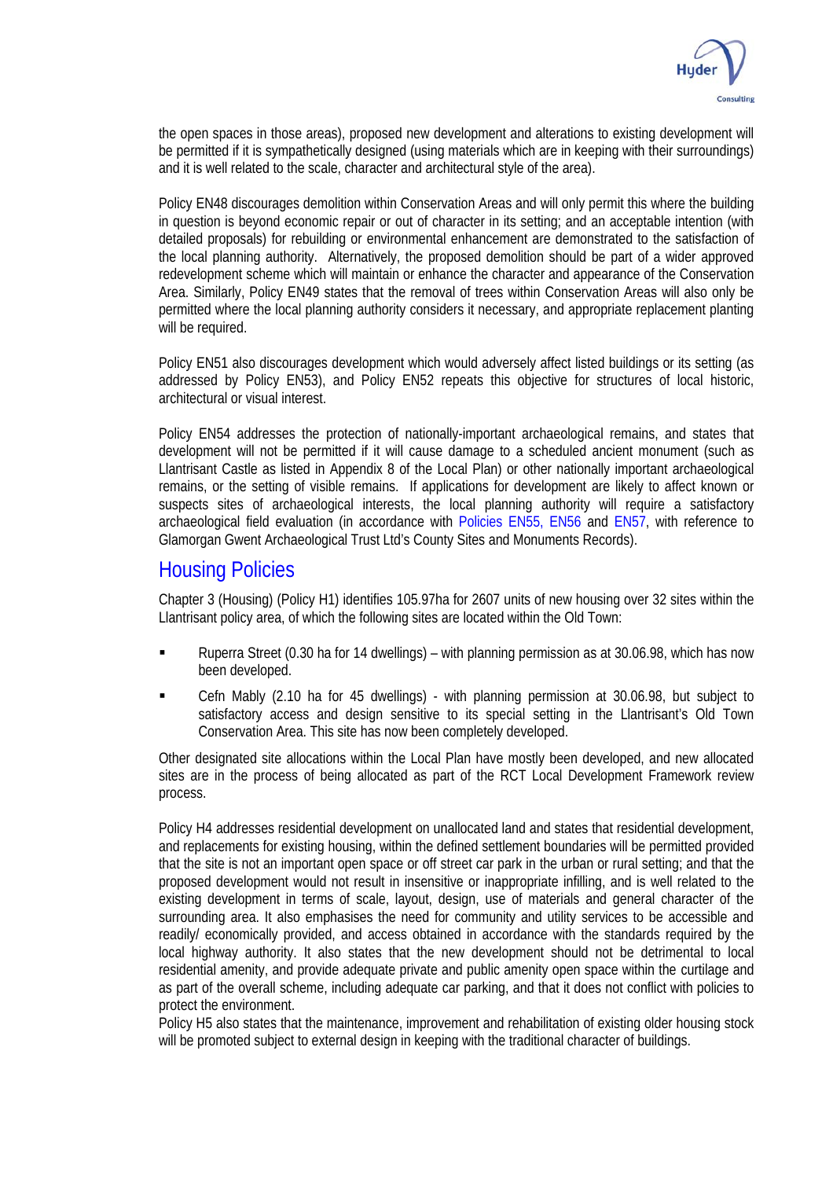the open spaces in those areas), proposed new development and alterations to existing development will be permitted if it is sympathetically designed (using materials which are in keeping with their surroundings) and it is well related to the scale, character and architectural style of the area).

Policy EN48 discourages demolition within Conservation Areas and will only permit this where the building in question is beyond economic repair or out of character in its setting; and an acceptable intention (with detailed proposals) for rebuilding or environmental enhancement are demonstrated to the satisfaction of the local planning authority. Alternatively, the proposed demolition should be part of a wider approved redevelopment scheme which will maintain or enhance the character and appearance of the Conservation Area. Similarly, Policy EN49 states that the removal of trees within Conservation Areas will also only be permitted where the local planning authority considers it necessary, and appropriate replacement planting will be required.

Policy EN51 also discourages development which would adversely affect listed buildings or its setting (as addressed by Policy EN53), and Policy EN52 repeats this objective for structures of local historic, architectural or visual interest.

Policy EN54 addresses the protection of nationally-important archaeological remains, and states that development will not be permitted if it will cause damage to a scheduled ancient monument (such as Llantrisant Castle as listed in Appendix 8 of the Local Plan) or other nationally important archaeological remains, or the setting of visible remains. If applications for development are likely to affect known or suspects sites of archaeological interests, the local planning authority will require a satisfactory archaeological field evaluation (in accordance with Policies EN55, EN56 and EN57, with reference to Glamorgan Gwent Archaeological Trust Ltd's County Sites and Monuments Records).

## Housing Policies

Chapter 3 (Housing) (Policy H1) identifies 105.97ha for 2607 units of new housing over 32 sites within the Llantrisant policy area, of which the following sites are located within the Old Town:

- Ruperra Street (0.30 ha for 14 dwellings) – with planning permission as at 30.06.98, which has now been developed.
- Cefn Mably (2.10 ha for 45 dwellings) - with planning permission at 30.06.98, but subject to satisfactory access and design sensitive to its special setting in the Llantrisant's Old Town Conservation Area. This site has now been completely developed.

Other designated site allocations within the Local Plan have mostly been developed, and new allocated sites are in the process of being allocated as part of the RCT Local Development Framework review process.

Policy H4 addresses residential development on unallocated land and states that residential development, and replacements for existing housing, within the defined settlement boundaries will be permitted provided that the site is not an important open space or off street car park in the urban or rural setting; and that the proposed development would not result in insensitive or inappropriate infilling, and is well related to the existing development in terms of scale, layout, design, use of materials and general character of the surrounding area. It also emphasises the need for community and utility services to be accessible and readily/ economically provided, and access obtained in accordance with the standards required by the local highway authority. It also states that the new development should not be detrimental to local residential amenity, and provide adequate private and public amenity open space within the curtilage and as part of the overall scheme, including adequate car parking, and that it does not conflict with policies to protect the environment.

Policy H5 also states that the maintenance, improvement and rehabilitation of existing older housing stock will be promoted subject to external design in keeping with the traditional character of buildings.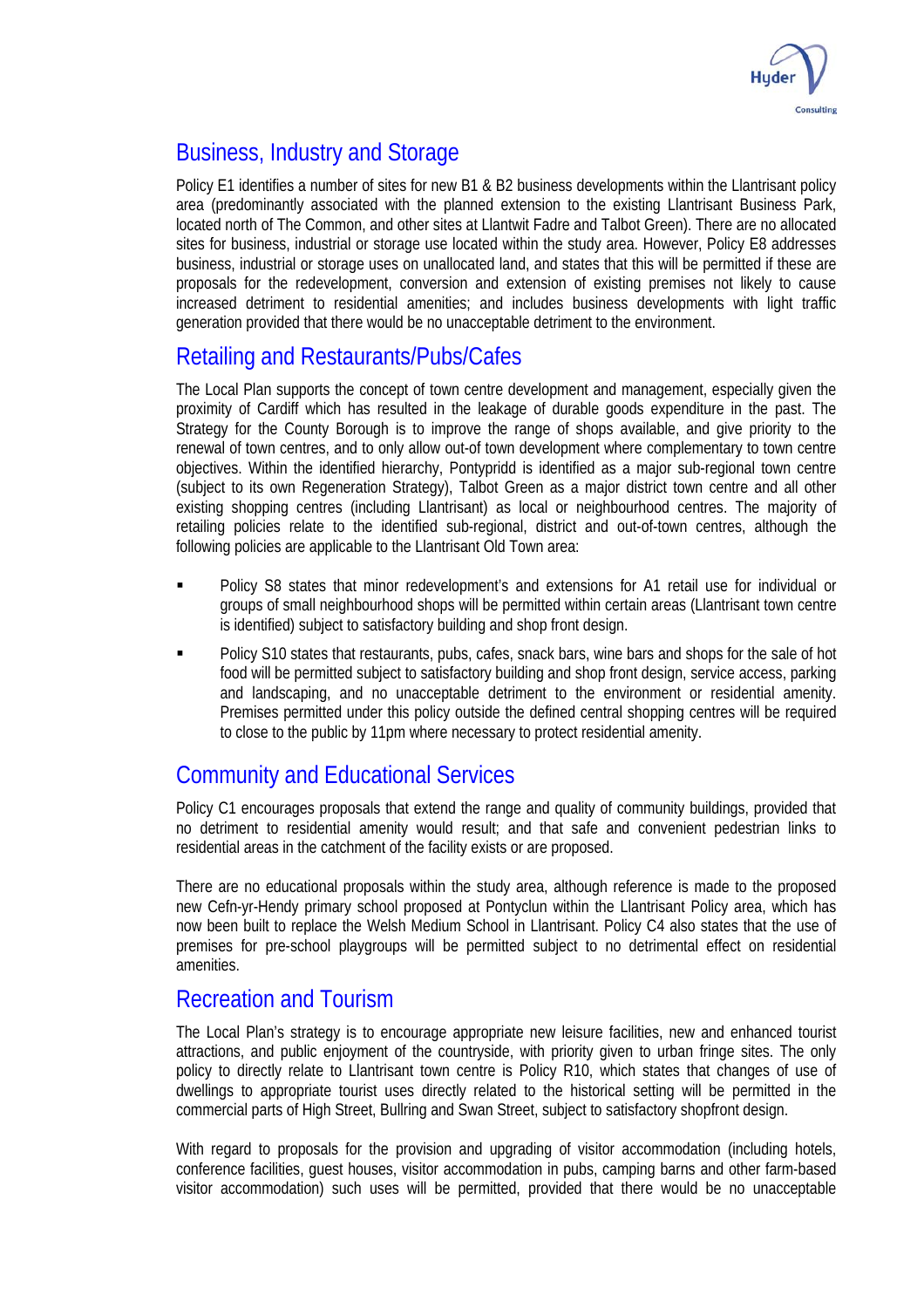## Business, Industry and Storage

Policy E1 identifies a number of sites for new B1 & B2 business developments within the Llantrisant policy area (predominantly associated with the planned extension to the existing Llantrisant Business Park, located north of The Common, and other sites at Llantwit Fadre and Talbot Green). There are no allocated sites for business, industrial or storage use located within the study area. However, Policy E8 addresses business, industrial or storage uses on unallocated land, and states that this will be permitted if these are proposals for the redevelopment, conversion and extension of existing premises not likely to cause increased detriment to residential amenities; and includes business developments with light traffic generation provided that there would be no unacceptable detriment to the environment.

## Retailing and Restaurants/Pubs/Cafes

The Local Plan supports the concept of town centre development and management, especially given the proximity of Cardiff which has resulted in the leakage of durable goods expenditure in the past. The Strategy for the County Borough is to improve the range of shops available, and give priority to the renewal of town centres, and to only allow out-of town development where complementary to town centre objectives. Within the identified hierarchy, Pontypridd is identified as a major sub-regional town centre (subject to its own Regeneration Strategy), Talbot Green as a major district town centre and all other existing shopping centres (including Llantrisant) as local or neighbourhood centres. The majority of retailing policies relate to the identified sub-regional, district and out-of-town centres, although the following policies are applicable to the Llantrisant Old Town area:

- Policy S8 states that minor redevelopment's and extensions for A1 retail use for individual or groups of small neighbourhood shops will be permitted within certain areas (Llantrisant town centre is identified) subject to satisfactory building and shop front design.
- Policy S10 states that restaurants, pubs, cafes, snack bars, wine bars and shops for the sale of hot food will be permitted subject to satisfactory building and shop front design, service access, parking and landscaping, and no unacceptable detriment to the environment or residential amenity. Premises permitted under this policy outside the defined central shopping centres will be required to close to the public by 11pm where necessary to protect residential amenity.

## Community and Educational Services

Policy C1 encourages proposals that extend the range and quality of community buildings, provided that no detriment to residential amenity would result; and that safe and convenient pedestrian links to residential areas in the catchment of the facility exists or are proposed.

There are no educational proposals within the study area, although reference is made to the proposed new Cefn-yr-Hendy primary school proposed at Pontyclun within the Llantrisant Policy area, which has now been built to replace the Welsh Medium School in Llantrisant. Policy C4 also states that the use of premises for pre-school playgroups will be permitted subject to no detrimental effect on residential amenities.

## Recreation and Tourism

The Local Plan's strategy is to encourage appropriate new leisure facilities, new and enhanced tourist attractions, and public enjoyment of the countryside, with priority given to urban fringe sites. The only policy to directly relate to Llantrisant town centre is Policy R10, which states that changes of use of dwellings to appropriate tourist uses directly related to the historical setting will be permitted in the commercial parts of High Street, Bullring and Swan Street, subject to satisfactory shopfront design.

With regard to proposals for the provision and upgrading of visitor accommodation (including hotels, conference facilities, guest houses, visitor accommodation in pubs, camping barns and other farm-based visitor accommodation) such uses will be permitted, provided that there would be no unacceptable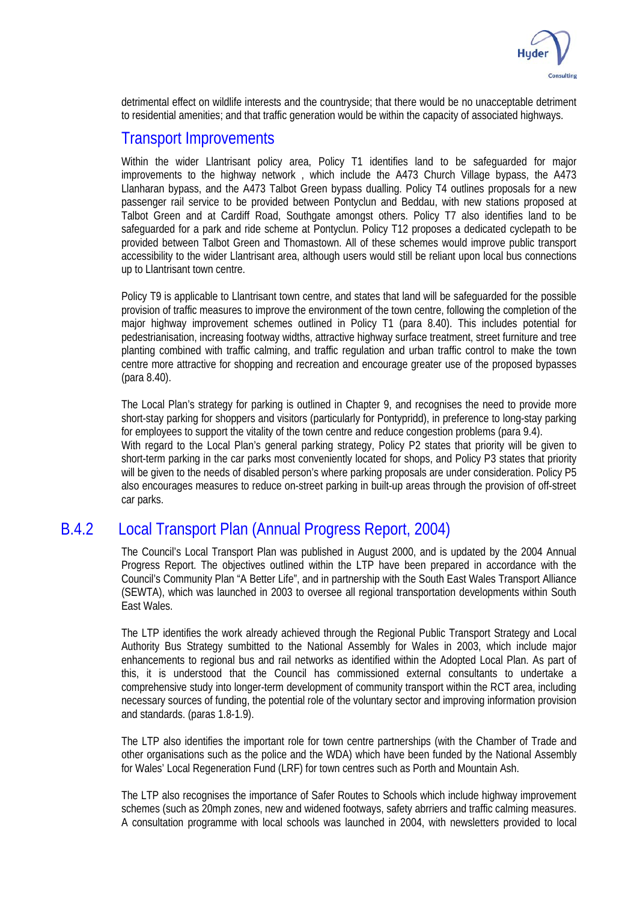detrimental effect on wildlife interests and the countryside; that there would be no unacceptable detriment to residential amenities; and that traffic generation would be within the capacity of associated highways.

### Transport Improvements

Within the wider Llantrisant policy area, Policy T1 identifies land to be safeguarded for major improvements to the highway network , which include the A473 Church Village bypass, the A473 Llanharan bypass, and the A473 Talbot Green bypass dualling. Policy T4 outlines proposals for a new passenger rail service to be provided between Pontyclun and Beddau, with new stations proposed at Talbot Green and at Cardiff Road, Southgate amongst others. Policy T7 also identifies land to be safeguarded for a park and ride scheme at Pontyclun. Policy T12 proposes a dedicated cyclepath to be provided between Talbot Green and Thomastown. All of these schemes would improve public transport accessibility to the wider Llantrisant area, although users would still be reliant upon local bus connections up to Llantrisant town centre.

Policy T9 is applicable to Llantrisant town centre, and states that land will be safeguarded for the possible provision of traffic measures to improve the environment of the town centre, following the completion of the major highway improvement schemes outlined in Policy T1 (para 8.40). This includes potential for pedestrianisation, increasing footway widths, attractive highway surface treatment, street furniture and tree planting combined with traffic calming, and traffic regulation and urban traffic control to make the town centre more attractive for shopping and recreation and encourage greater use of the proposed bypasses (para 8.40).

The Local Plan's strategy for parking is outlined in Chapter 9, and recognises the need to provide more short-stay parking for shoppers and visitors (particularly for Pontypridd), in preference to long-stay parking for employees to support the vitality of the town centre and reduce congestion problems (para 9.4).
With regard to the Local Plan's general parking strategy, Policy P2 states that priority will be given to short-term parking in the car parks most conveniently located for shops, and Policy P3 states that priority will be given to the needs of disabled person's where parking proposals are under consideration. Policy P5 also encourages measures to reduce on-street parking in built-up areas through the provision of off-street car parks.

## B.4.2 Local Transport Plan (Annual Progress Report, 2004)

The Council's Local Transport Plan was published in August 2000, and is updated by the 2004 Annual Progress Report. The objectives outlined within the LTP have been prepared in accordance with the Council's Community Plan "A Better Life", and in partnership with the South East Wales Transport Alliance (SEWTA), which was launched in 2003 to oversee all regional transportation developments within South East Wales.

The LTP identifies the work already achieved through the Regional Public Transport Strategy and Local Authority Bus Strategy sumbitted to the National Assembly for Wales in 2003, which include major enhancements to regional bus and rail networks as identified within the Adopted Local Plan. As part of this, it is understood that the Council has commissioned external consultants to undertake a comprehensive study into longer-term development of community transport within the RCT area, including necessary sources of funding, the potential role of the voluntary sector and improving information provision and standards. (paras 1.8-1.9).

The LTP also identifies the important role for town centre partnerships (with the Chamber of Trade and other organisations such as the police and the WDA) which have been funded by the National Assembly for Wales' Local Regeneration Fund (LRF) for town centres such as Porth and Mountain Ash.

The LTP also recognises the importance of Safer Routes to Schools which include highway improvement schemes (such as 20mph zones, new and widened footways, safety abrriers and traffic calming measures. A consultation programme with local schools was launched in 2004, with newsletters provided to local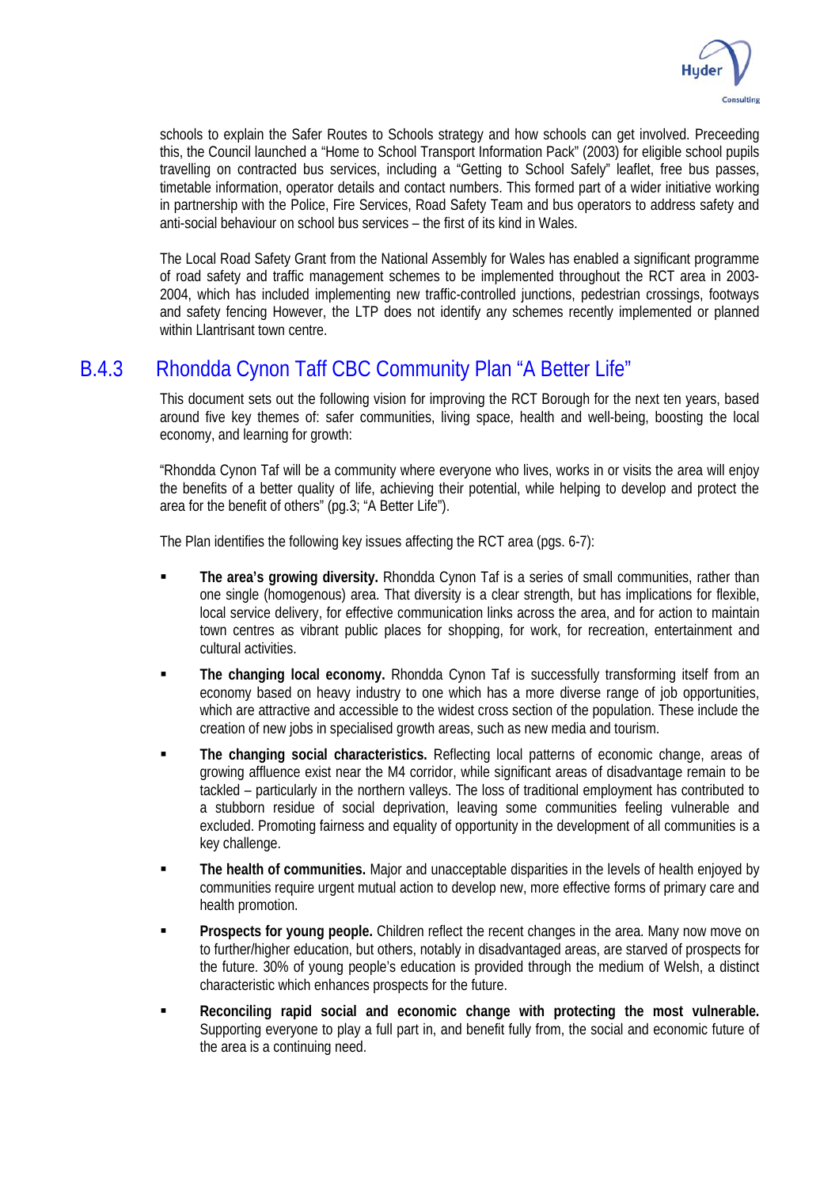schools to explain the Safer Routes to Schools strategy and how schools can get involved. Preceeding this, the Council launched a "Home to School Transport Information Pack" (2003) for eligible school pupils travelling on contracted bus services, including a "Getting to School Safely" leaflet, free bus passes, timetable information, operator details and contact numbers. This formed part of a wider initiative working in partnership with the Police, Fire Services, Road Safety Team and bus operators to address safety and anti-social behaviour on school bus services – the first of its kind in Wales.

The Local Road Safety Grant from the National Assembly for Wales has enabled a significant programme of road safety and traffic management schemes to be implemented throughout the RCT area in 2003-2004, which has included implementing new traffic-controlled junctions, pedestrian crossings, footways and safety fencing However, the LTP does not identify any schemes recently implemented or planned within Llantrisant town centre.

## B.4.3 Rhondda Cynon Taff CBC Community Plan "A Better Life"

This document sets out the following vision for improving the RCT Borough for the next ten years, based around five key themes of: safer communities, living space, health and well-being, boosting the local economy, and learning for growth:

"Rhondda Cynon Taf will be a community where everyone who lives, works in or visits the area will enjoy the benefits of a better quality of life, achieving their potential, while helping to develop and protect the area for the benefit of others" (pg.3; "A Better Life").

The Plan identifies the following key issues affecting the RCT area (pgs. 6-7):

- **The area's growing diversity.** Rhondda Cynon Taf is a series of small communities, rather than one single (homogenous) area. That diversity is a clear strength, but has implications for flexible, local service delivery, for effective communication links across the area, and for action to maintain town centres as vibrant public places for shopping, for work, for recreation, entertainment and cultural activities.
- **The changing local economy.** Rhondda Cynon Taf is successfully transforming itself from an economy based on heavy industry to one which has a more diverse range of job opportunities, which are attractive and accessible to the widest cross section of the population. These include the creation of new jobs in specialised growth areas, such as new media and tourism.
- **The changing social characteristics.** Reflecting local patterns of economic change, areas of growing affluence exist near the M4 corridor, while significant areas of disadvantage remain to be tackled – particularly in the northern valleys. The loss of traditional employment has contributed to a stubborn residue of social deprivation, leaving some communities feeling vulnerable and excluded. Promoting fairness and equality of opportunity in the development of all communities is a key challenge.
- **The health of communities.** Major and unacceptable disparities in the levels of health enjoyed by communities require urgent mutual action to develop new, more effective forms of primary care and health promotion.
- **Prospects for young people.** Children reflect the recent changes in the area. Many now move on to further/higher education, but others, notably in disadvantaged areas, are starved of prospects for the future. 30% of young people's education is provided through the medium of Welsh, a distinct characteristic which enhances prospects for the future.
- **Reconciling rapid social and economic change with protecting the most vulnerable.** Supporting everyone to play a full part in, and benefit fully from, the social and economic future of the area is a continuing need.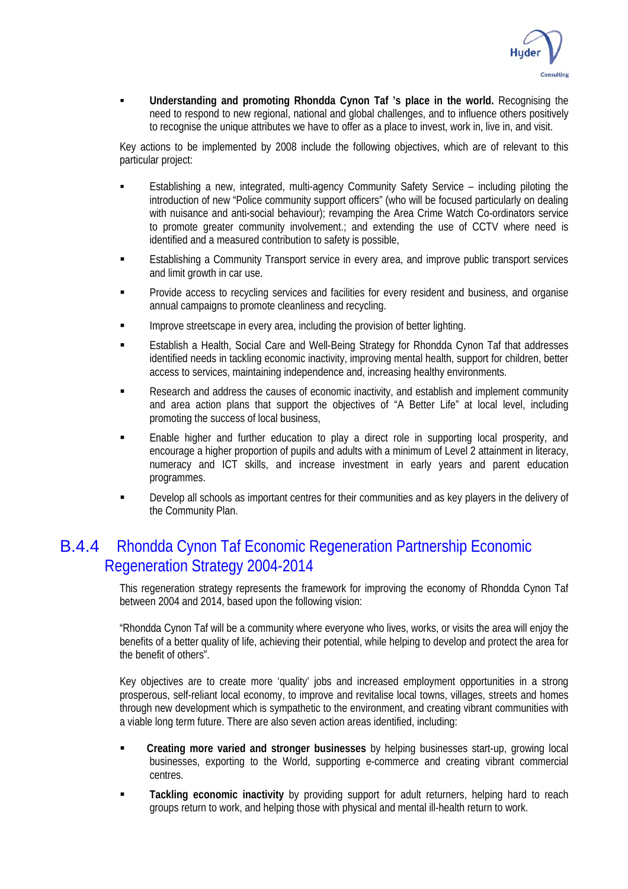- **Understanding and promoting Rhondda Cynon Taf 's place in the world.** Recognising the need to respond to new regional, national and global challenges, and to influence others positively to recognise the unique attributes we have to offer as a place to invest, work in, live in, and visit.

Key actions to be implemented by 2008 include the following objectives, which are of relevant to this particular project:

- Establishing a new, integrated, multi-agency Community Safety Service – including piloting the introduction of new "Police community support officers" (who will be focused particularly on dealing with nuisance and anti-social behaviour); revamping the Area Crime Watch Co-ordinators service to promote greater community involvement.; and extending the use of CCTV where need is identified and a measured contribution to safety is possible,
- Establishing a Community Transport service in every area, and improve public transport services and limit growth in car use.
- Provide access to recycling services and facilities for every resident and business, and organise annual campaigns to promote cleanliness and recycling.
- Improve streetscape in every area, including the provision of better lighting.
- Establish a Health, Social Care and Well-Being Strategy for Rhondda Cynon Taf that addresses identified needs in tackling economic inactivity, improving mental health, support for children, better access to services, maintaining independence and, increasing healthy environments.
- Research and address the causes of economic inactivity, and establish and implement community and area action plans that support the objectives of "A Better Life" at local level, including promoting the success of local business,
- Enable higher and further education to play a direct role in supporting local prosperity, and encourage a higher proportion of pupils and adults with a minimum of Level 2 attainment in literacy, numeracy and ICT skills, and increase investment in early years and parent education programmes.
- Develop all schools as important centres for their communities and as key players in the delivery of the Community Plan.

### B.4.4 Rhondda Cynon Taf Economic Regeneration Partnership Economic Regeneration Strategy 2004-2014

This regeneration strategy represents the framework for improving the economy of Rhondda Cynon Taf between 2004 and 2014, based upon the following vision:

"Rhondda Cynon Taf will be a community where everyone who lives, works, or visits the area will enjoy the benefits of a better quality of life, achieving their potential, while helping to develop and protect the area for the benefit of others".

Key objectives are to create more 'quality' jobs and increased employment opportunities in a strong prosperous, self-reliant local economy, to improve and revitalise local towns, villages, streets and homes through new development which is sympathetic to the environment, and creating vibrant communities with a viable long term future. There are also seven action areas identified, including:

- **Creating more varied and stronger businesses** by helping businesses start-up, growing local businesses, exporting to the World, supporting e-commerce and creating vibrant commercial centres.
- **Tackling economic inactivity** by providing support for adult returners, helping hard to reach groups return to work, and helping those with physical and mental ill-health return to work.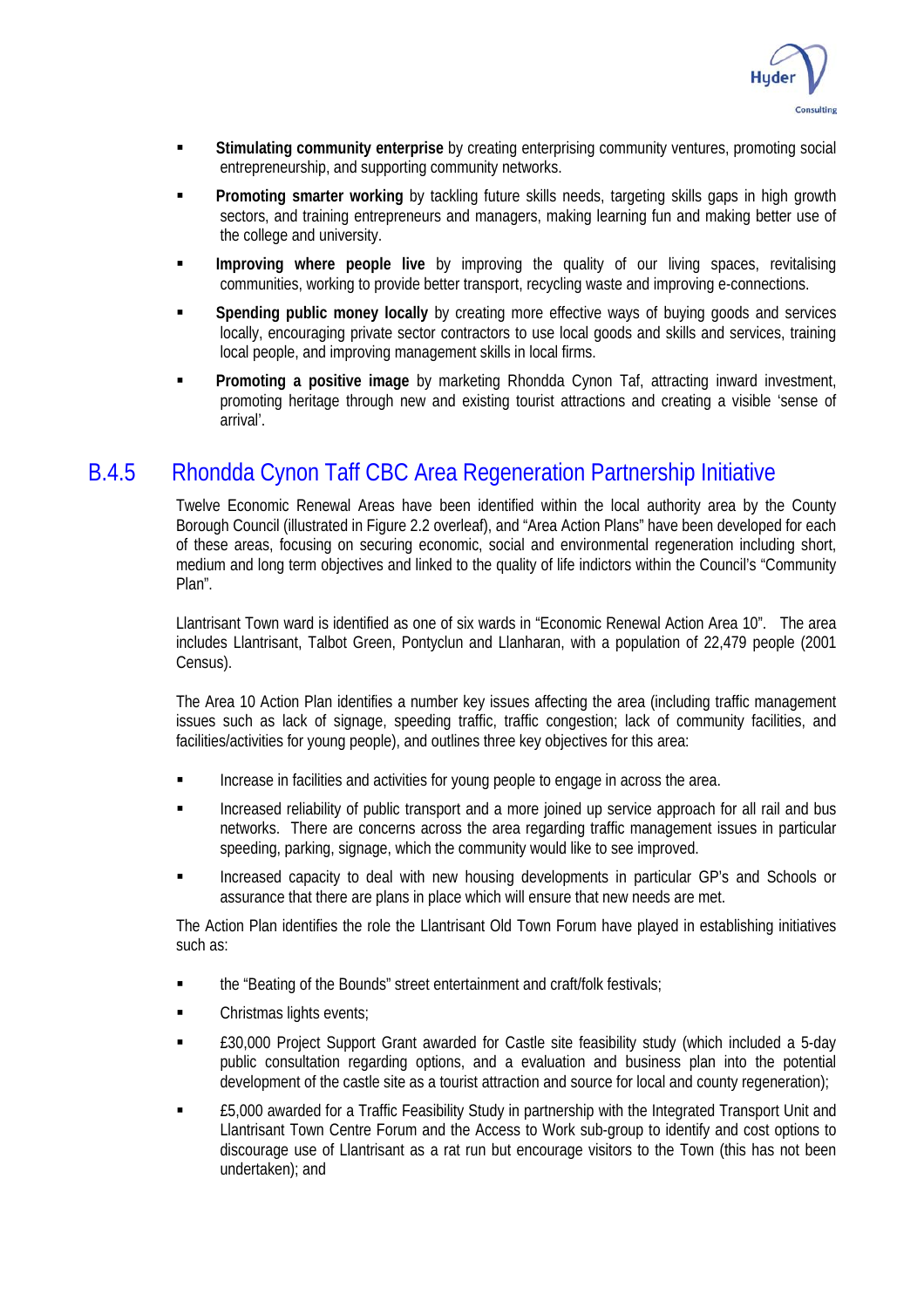- **Stimulating community enterprise** by creating enterprising community ventures, promoting social entrepreneurship, and supporting community networks.
- **Promoting smarter working** by tackling future skills needs, targeting skills gaps in high growth sectors, and training entrepreneurs and managers, making learning fun and making better use of the college and university.
- **Improving where people live** by improving the quality of our living spaces, revitalising communities, working to provide better transport, recycling waste and improving e-connections.
- **Spending public money locally** by creating more effective ways of buying goods and services locally, encouraging private sector contractors to use local goods and skills and services, training local people, and improving management skills in local firms.
- **Promoting a positive image** by marketing Rhondda Cynon Taf, attracting inward investment, promoting heritage through new and existing tourist attractions and creating a visible 'sense of arrival'.

## B.4.5 Rhondda Cynon Taff CBC Area Regeneration Partnership Initiative

Twelve Economic Renewal Areas have been identified within the local authority area by the County Borough Council (illustrated in Figure 2.2 overleaf), and "Area Action Plans" have been developed for each of these areas, focusing on securing economic, social and environmental regeneration including short, medium and long term objectives and linked to the quality of life indictors within the Council's "Community Plan".

Llantrisant Town ward is identified as one of six wards in "Economic Renewal Action Area 10". The area includes Llantrisant, Talbot Green, Pontyclun and Llanharan, with a population of 22,479 people (2001 Census).

The Area 10 Action Plan identifies a number key issues affecting the area (including traffic management issues such as lack of signage, speeding traffic, traffic congestion; lack of community facilities, and facilities/activities for young people), and outlines three key objectives for this area:

- Increase in facilities and activities for young people to engage in across the area.
- Increased reliability of public transport and a more joined up service approach for all rail and bus networks. There are concerns across the area regarding traffic management issues in particular speeding, parking, signage, which the community would like to see improved.
- Increased capacity to deal with new housing developments in particular GP's and Schools or assurance that there are plans in place which will ensure that new needs are met.

The Action Plan identifies the role the Llantrisant Old Town Forum have played in establishing initiatives such as:

- the "Beating of the Bounds" street entertainment and craft/folk festivals;
- Christmas lights events;
- £30,000 Project Support Grant awarded for Castle site feasibility study (which included a 5-day public consultation regarding options, and a evaluation and business plan into the potential development of the castle site as a tourist attraction and source for local and county regeneration);
- £5,000 awarded for a Traffic Feasibility Study in partnership with the Integrated Transport Unit and Llantrisant Town Centre Forum and the Access to Work sub-group to identify and cost options to discourage use of Llantrisant as a rat run but encourage visitors to the Town (this has not been undertaken); and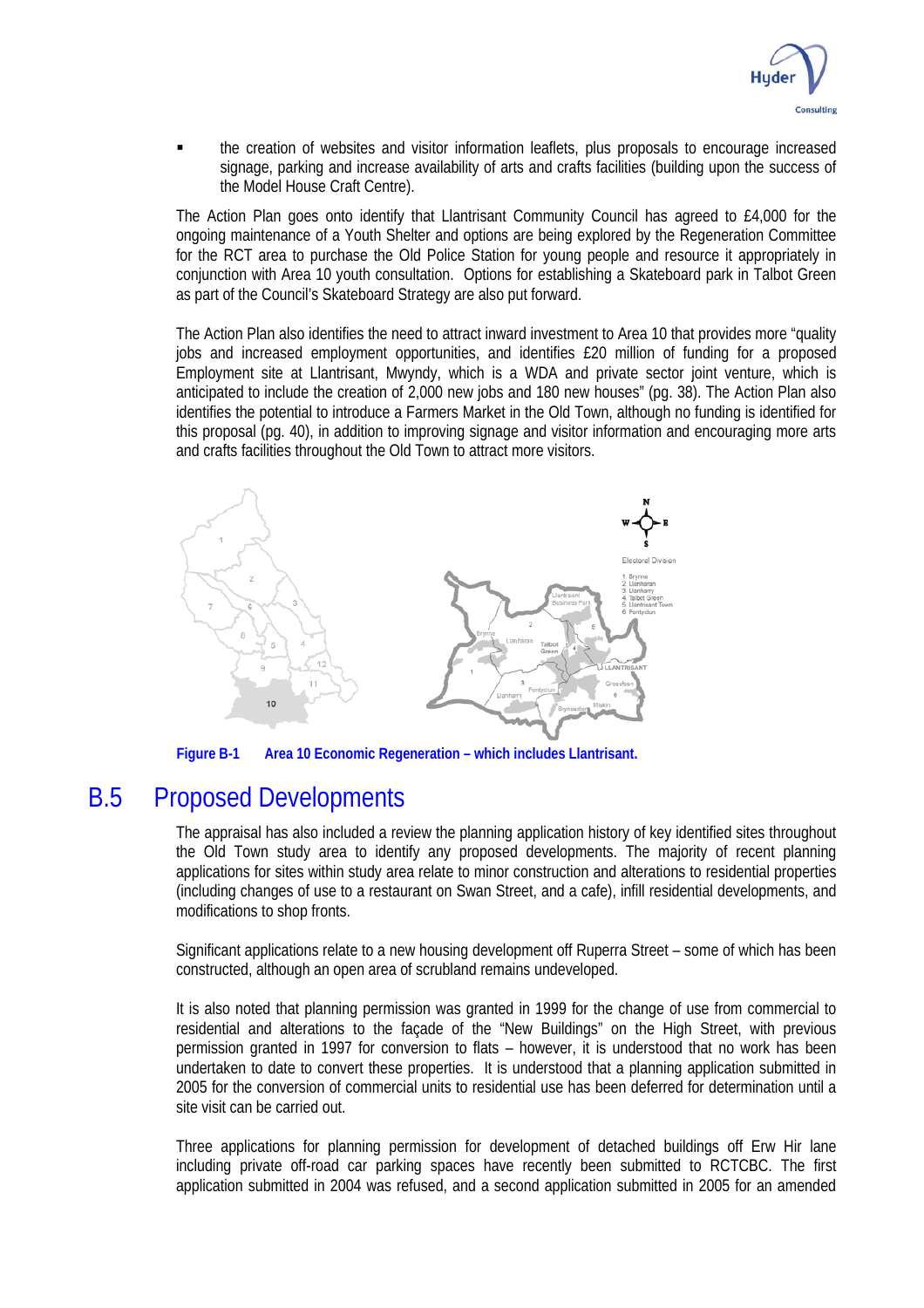- the creation of websites and visitor information leaflets, plus proposals to encourage increased signage, parking and increase availability of arts and crafts facilities (building upon the success of the Model House Craft Centre).

The Action Plan goes onto identify that Llantrisant Community Council has agreed to £4,000 for the ongoing maintenance of a Youth Shelter and options are being explored by the Regeneration Committee for the RCT area to purchase the Old Police Station for young people and resource it appropriately in conjunction with Area 10 youth consultation. Options for establishing a Skateboard park in Talbot Green as part of the Council's Skateboard Strategy are also put forward.

The Action Plan also identifies the need to attract inward investment to Area 10 that provides more "quality jobs and increased employment opportunities, and identifies £20 million of funding for a proposed Employment site at Llantrisant, Mwyndy, which is a WDA and private sector joint venture, which is anticipated to include the creation of 2,000 new jobs and 180 new houses" (pg. 38). The Action Plan also identifies the potential to introduce a Farmers Market in the Old Town, although no funding is identified for this proposal (pg. 40), in addition to improving signage and visitor information and encouraging more arts and crafts facilities throughout the Old Town to attract more visitors.

Electoral Division
1. Brynna
2. Llanharan
3. Llanharry
4. Talbot Green
5. Llantrisant Town
6. Pontyclun

**Figure B-1 Area 10 Economic Regeneration – which includes Llantrisant.**

## B.5 Proposed Developments

The appraisal has also included a review the planning application history of key identified sites throughout the Old Town study area to identify any proposed developments. The majority of recent planning applications for sites within study area relate to minor construction and alterations to residential properties (including changes of use to a restaurant on Swan Street, and a cafe), infill residential developments, and modifications to shop fronts.

Significant applications relate to a new housing development off Ruperra Street – some of which has been constructed, although an open area of scrubland remains undeveloped.

It is also noted that planning permission was granted in 1999 for the change of use from commercial to residential and alterations to the façade of the "New Buildings" on the High Street, with previous permission granted in 1997 for conversion to flats – however, it is understood that no work has been undertaken to date to convert these properties. It is understood that a planning application submitted in 2005 for the conversion of commercial units to residential use has been deferred for determination until a site visit can be carried out.

Three applications for planning permission for development of detached buildings off Erw Hir lane including private off-road car parking spaces have recently been submitted to RCTCBC. The first application submitted in 2004 was refused, and a second application submitted in 2005 for an amended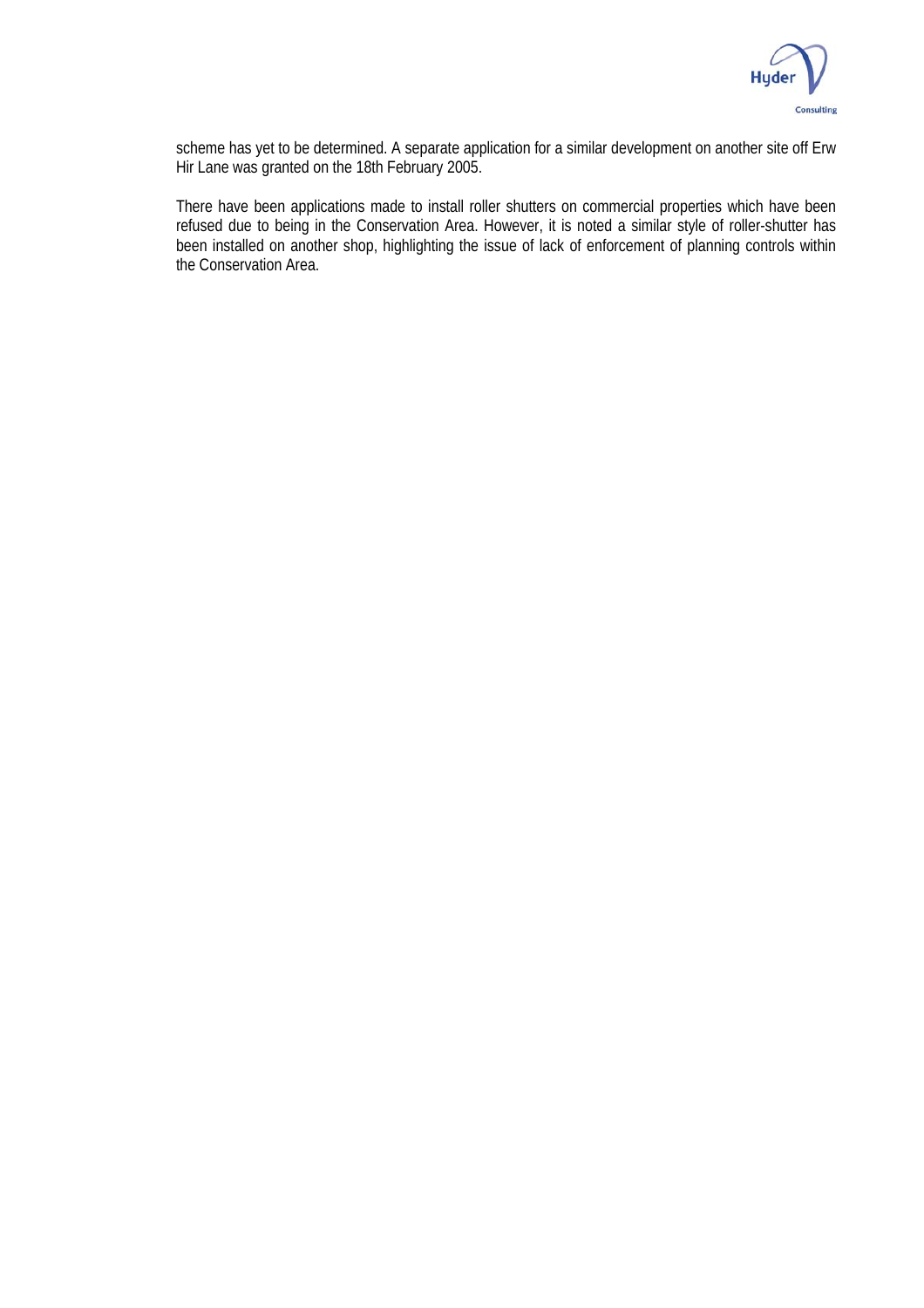scheme has yet to be determined. A separate application for a similar development on another site off Erw Hir Lane was granted on the 18th February 2005.

There have been applications made to install roller shutters on commercial properties which have been refused due to being in the Conservation Area. However, it is noted a similar style of roller-shutter has been installed on another shop, highlighting the issue of lack of enforcement of planning controls within the Conservation Area.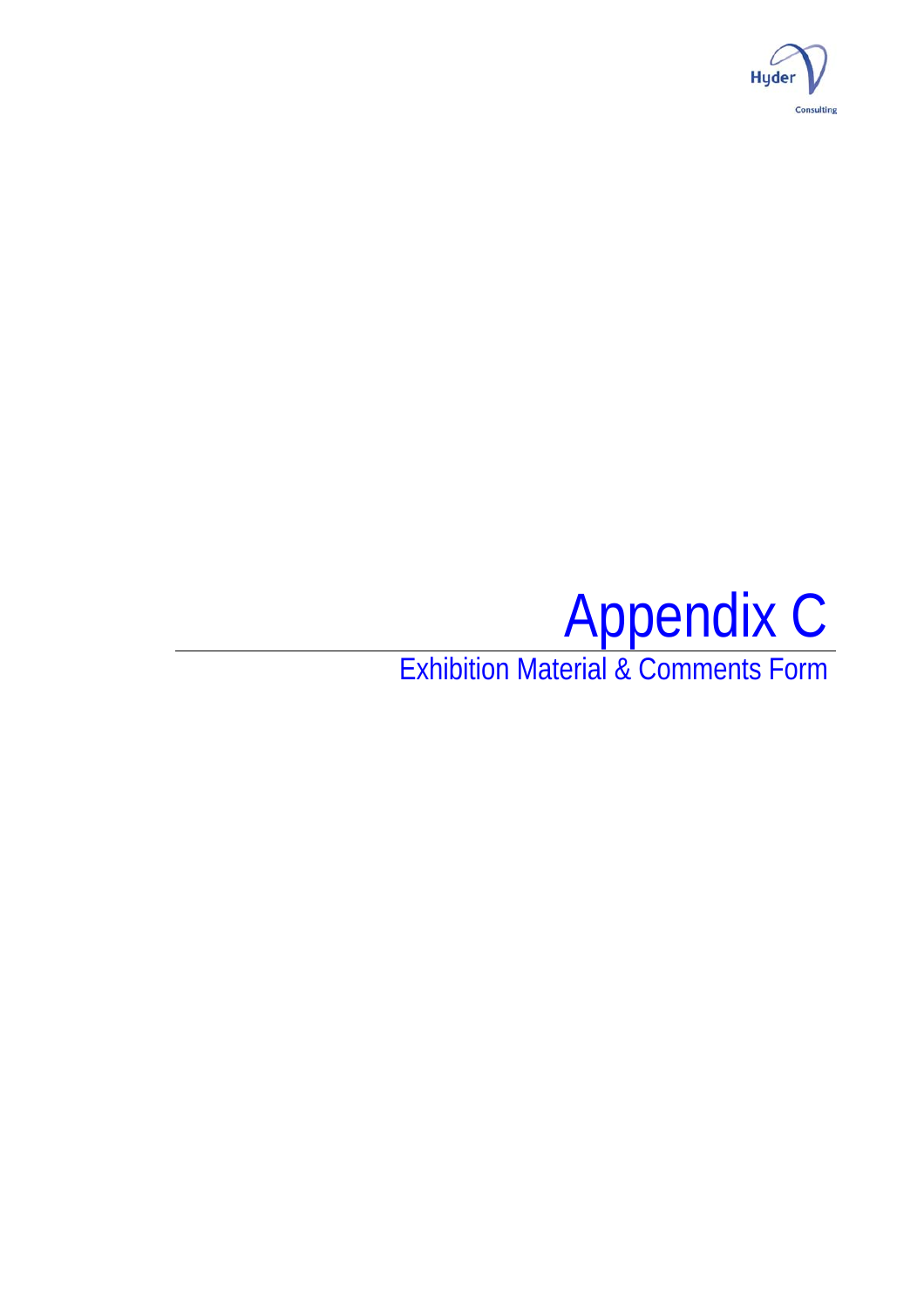# Appendix C

## Exhibition Material & Comments Form